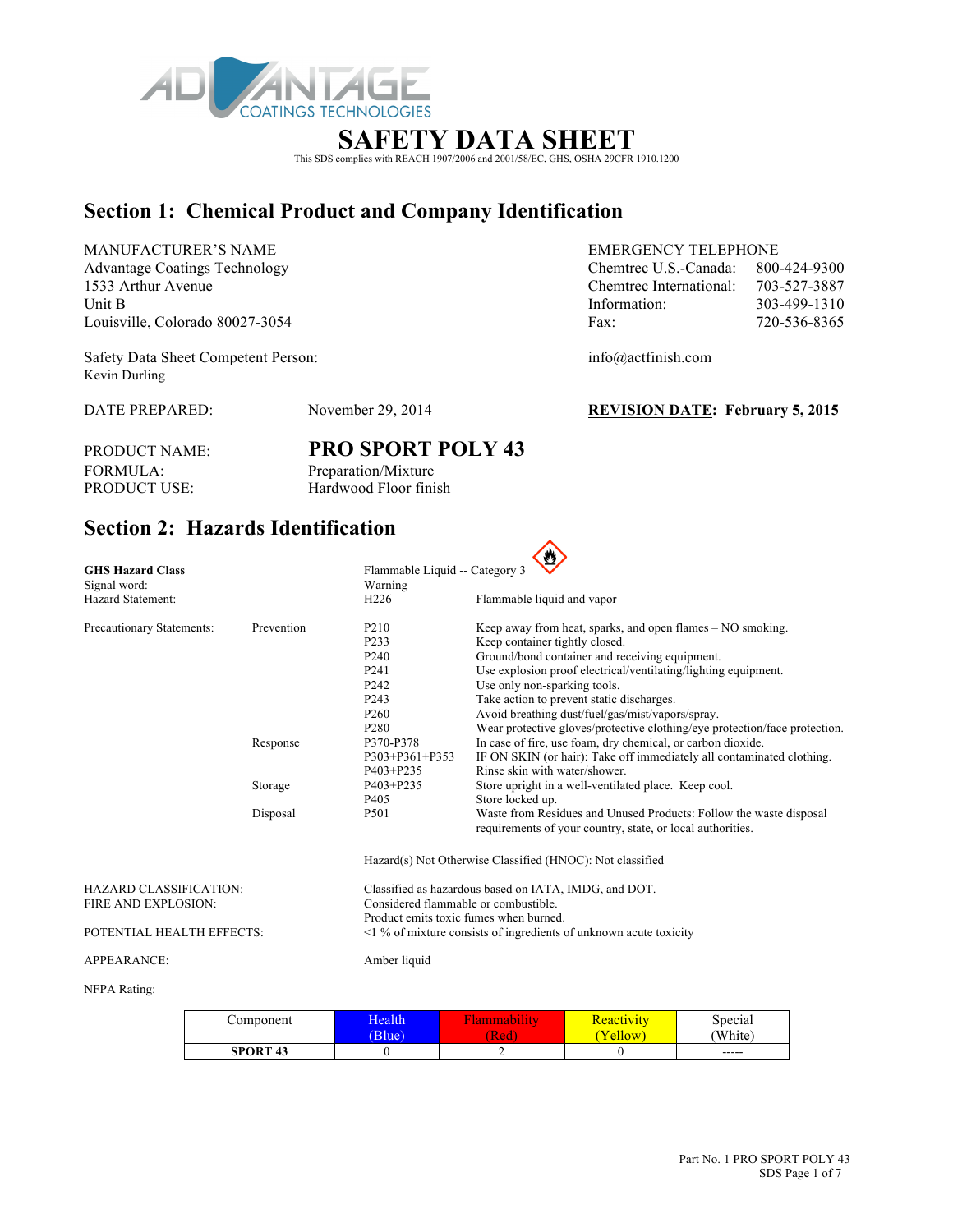# SAFETY DATA SHEET

This SDS complies with REACH 1907/2006 and 2001/58/EC, GHS, OSHA 29CFR 1910.1200

## Section 1: Chemical Product and Company Identification

MANUFACTURER'S NAME
Advantage Coatings Technology
1533 Arthur Avenue
Unit B
Louisville, Colorado 80027-3054

EMERGENCY TELEPHONE
Chemtrec U.S.-Canada: 800-424-9300
Chemtrec International: 703-527-3887
Information: 303-499-1310
Fax: 720-536-8365

Safety Data Sheet Competent Person:
Kevin Durling

info@actfinish.com

DATE PREPARED: November 29, 2014

**REVISION DATE: February 5, 2015**

PRODUCT NAME: **PRO SPORT POLY 43**
FORMULA: Preparation/Mixture
PRODUCT USE: Hardwood Floor finish

## Section 2: Hazards Identification

| | | | |
|---|---|---|---|
| **GHS Hazard Class** | | Flammable Liquid -- Category 3 | |
| Signal word: | | Warning | |
| Hazard Statement: | | H226 | Flammable liquid and vapor |
| Precautionary Statements: | Prevention | P210 | Keep away from heat, sparks, and open flames – NO smoking. |
| | | P233 | Keep container tightly closed. |
| | | P240 | Ground/bond container and receiving equipment. |
| | | P241 | Use explosion proof electrical/ventilating/lighting equipment. |
| | | P242 | Use only non-sparking tools. |
| | | P243 | Take action to prevent static discharges. |
| | | P260 | Avoid breathing dust/fuel/gas/mist/vapors/spray. |
| | | P280 | Wear protective gloves/protective clothing/eye protection/face protection. |
| | Response | P370-P378 | In case of fire, use foam, dry chemical, or carbon dioxide. |
| | | P303+P361+P353 | IF ON SKIN (or hair): Take off immediately all contaminated clothing. |
| | | P403+P235 | Rinse skin with water/shower. |
| | Storage | P403+P235 | Store upright in a well-ventilated place. Keep cool. |
| | | P405 | Store locked up. |
| | Disposal | P501 | Waste from Residues and Unused Products: Follow the waste disposal requirements of your country, state, or local authorities. |

Hazard(s) Not Otherwise Classified (HNOC): Not classified

HAZARD CLASSIFICATION: Classified as hazardous based on IATA, IMDG, and DOT.

FIRE AND EXPLOSION: Considered flammable or combustible.
Product emits toxic fumes when burned.

POTENTIAL HEALTH EFFECTS: <1 % of mixture consists of ingredients of unknown acute toxicity

APPEARANCE: Amber liquid

NFPA Rating:

| Component | Health (Blue) | Flammability (Red) | Reactivity (Yellow) | Special (White) |
|---|---|---|---|---|
| **SPORT 43** | 0 | 2 | 0 | ----- |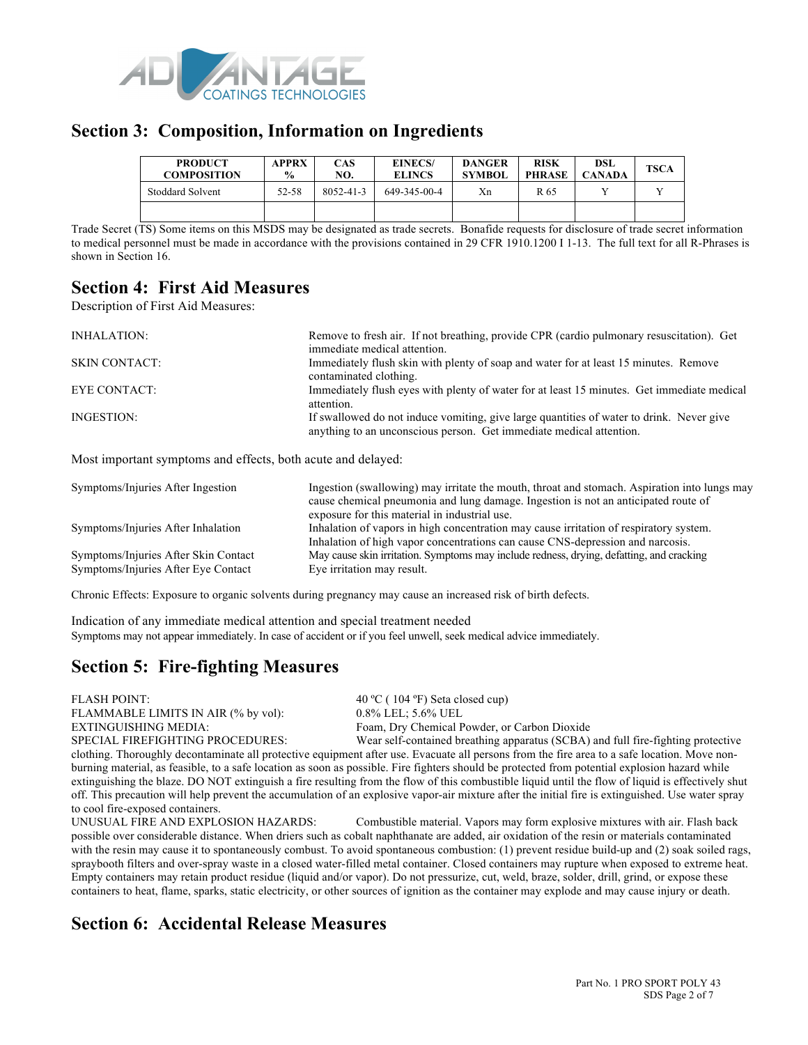## Section 3: Composition, Information on Ingredients

| PRODUCT COMPOSITION | APPRX % | CAS NO. | EINECS/ ELINCS | DANGER SYMBOL | RISK PHRASE | DSL CANADA | TSCA |
|---|---|---|---|---|---|---|---|
| Stoddard Solvent | 52-58 | 8052-41-3 | 649-345-00-4 | Xn | R 65 | Y | Y |
| | | | | | | | |

Trade Secret (TS) Some items on this MSDS may be designated as trade secrets. Bonafide requests for disclosure of trade secret information to medical personnel must be made in accordance with the provisions contained in 29 CFR 1910.1200 I 1-13. The full text for all R-Phrases is shown in Section 16.

## Section 4: First Aid Measures

Description of First Aid Measures:

INHALATION: Remove to fresh air. If not breathing, provide CPR (cardio pulmonary resuscitation). Get immediate medical attention.

SKIN CONTACT: Immediately flush skin with plenty of soap and water for at least 15 minutes. Remove contaminated clothing.

EYE CONTACT: Immediately flush eyes with plenty of water for at least 15 minutes. Get immediate medical attention.

INGESTION: If swallowed do not induce vomiting, give large quantities of water to drink. Never give anything to an unconscious person. Get immediate medical attention.

Most important symptoms and effects, both acute and delayed:

Symptoms/Injuries After Ingestion: Ingestion (swallowing) may irritate the mouth, throat and stomach. Aspiration into lungs may cause chemical pneumonia and lung damage. Ingestion is not an anticipated route of exposure for this material in industrial use.

Symptoms/Injuries After Inhalation: Inhalation of vapors in high concentration may cause irritation of respiratory system. Inhalation of high vapor concentrations can cause CNS-depression and narcosis.

Symptoms/Injuries After Skin Contact: May cause skin irritation. Symptoms may include redness, drying, defatting, and cracking

Symptoms/Injuries After Eye Contact: Eye irritation may result.

Chronic Effects: Exposure to organic solvents during pregnancy may cause an increased risk of birth defects.

Indication of any immediate medical attention and special treatment needed

Symptoms may not appear immediately. In case of accident or if you feel unwell, seek medical advice immediately.

## Section 5: Fire-fighting Measures

FLASH POINT: 40 ºC ( 104 ºF) Seta closed cup)

FLAMMABLE LIMITS IN AIR (% by vol): 0.8% LEL; 5.6% UEL

EXTINGUISHING MEDIA: Foam, Dry Chemical Powder, or Carbon Dioxide

SPECIAL FIREFIGHTING PROCEDURES: Wear self-contained breathing apparatus (SCBA) and full fire-fighting protective clothing. Thoroughly decontaminate all protective equipment after use. Evacuate all persons from the fire area to a safe location. Move non-burning material, as feasible, to a safe location as soon as possible. Fire fighters should be protected from potential explosion hazard while extinguishing the blaze. DO NOT extinguish a fire resulting from the flow of this combustible liquid until the flow of liquid is effectively shut off. This precaution will help prevent the accumulation of an explosive vapor-air mixture after the initial fire is extinguished. Use water spray to cool fire-exposed containers.

UNUSUAL FIRE AND EXPLOSION HAZARDS: Combustible material. Vapors may form explosive mixtures with air. Flash back possible over considerable distance. When driers such as cobalt naphthanate are added, air oxidation of the resin or materials contaminated with the resin may cause it to spontaneously combust. To avoid spontaneous combustion: (1) prevent residue build-up and (2) soak soiled rags, spraybooth filters and over-spray waste in a closed water-filled metal container. Closed containers may rupture when exposed to extreme heat. Empty containers may retain product residue (liquid and/or vapor). Do not pressurize, cut, weld, braze, solder, drill, grind, or expose these containers to heat, flame, sparks, static electricity, or other sources of ignition as the container may explode and may cause injury or death.

## Section 6: Accidental Release Measures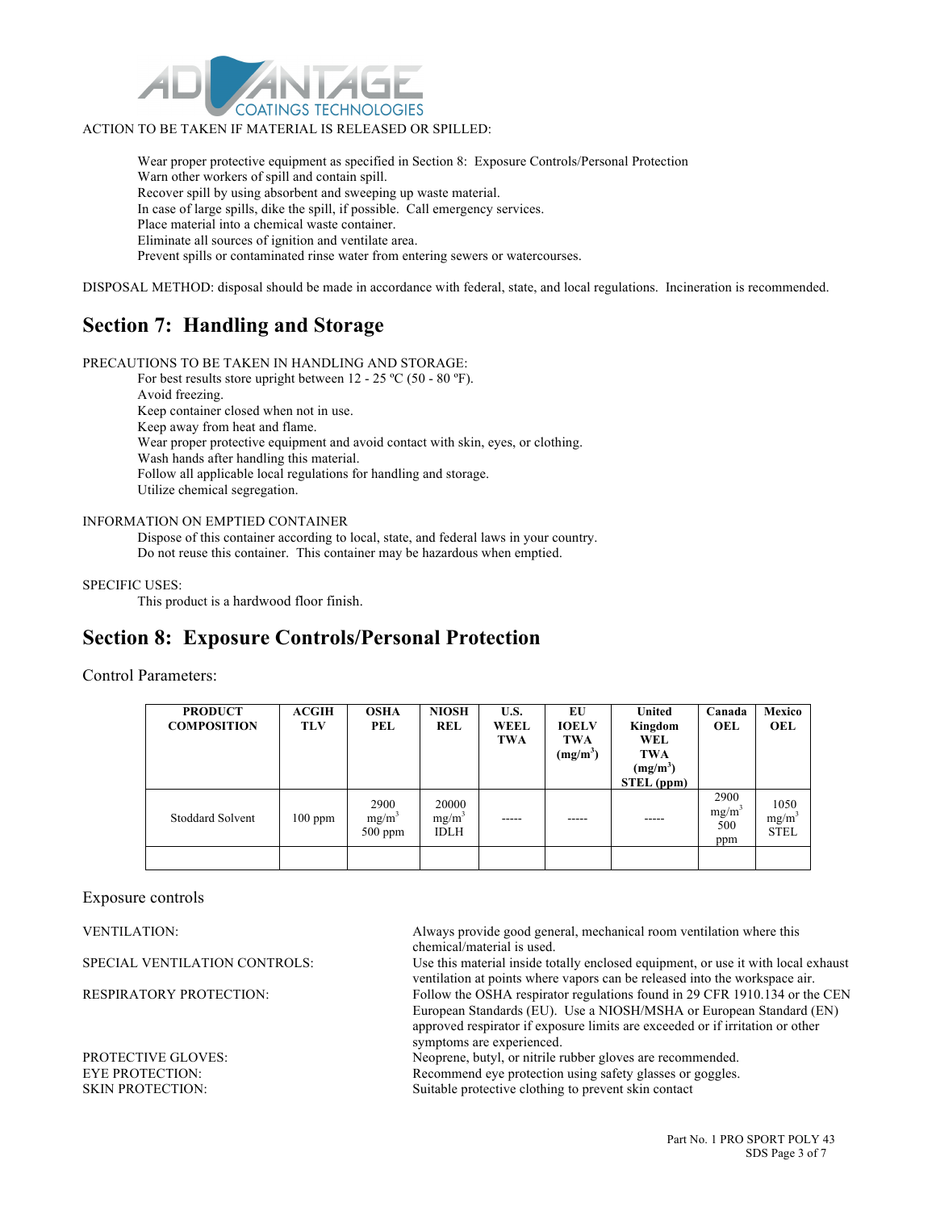ACTION TO BE TAKEN IF MATERIAL IS RELEASED OR SPILLED:

Wear proper protective equipment as specified in Section 8: Exposure Controls/Personal Protection
Warn other workers of spill and contain spill.
Recover spill by using absorbent and sweeping up waste material.
In case of large spills, dike the spill, if possible. Call emergency services.
Place material into a chemical waste container.
Eliminate all sources of ignition and ventilate area.
Prevent spills or contaminated rinse water from entering sewers or watercourses.

DISPOSAL METHOD: disposal should be made in accordance with federal, state, and local regulations. Incineration is recommended.

## Section 7: Handling and Storage

PRECAUTIONS TO BE TAKEN IN HANDLING AND STORAGE:

For best results store upright between 12 - 25 ºC (50 - 80 ºF).
Avoid freezing.
Keep container closed when not in use.
Keep away from heat and flame.
Wear proper protective equipment and avoid contact with skin, eyes, or clothing.
Wash hands after handling this material.
Follow all applicable local regulations for handling and storage.
Utilize chemical segregation.

INFORMATION ON EMPTIED CONTAINER

Dispose of this container according to local, state, and federal laws in your country.
Do not reuse this container. This container may be hazardous when emptied.

SPECIFIC USES:

This product is a hardwood floor finish.

## Section 8: Exposure Controls/Personal Protection

Control Parameters:

| PRODUCT COMPOSITION | ACGIH TLV | OSHA PEL | NIOSH REL | U.S. WEEL TWA | EU IOELV TWA ($mg/m^3$) | United Kingdom WEL TWA ($mg/m^3$) STEL (ppm) | Canada OEL | Mexico OEL |
|---|---|---|---|---|---|---|---|---|
| Stoddard Solvent | 100 ppm | 2900 $mg/m^3$ 500 ppm | 20000 $mg/m^3$ IDLH | ----- | ----- | ----- | 2900 $mg/m^3$ 500 ppm | 1050 $mg/m^3$ STEL |
| | | | | | | | | |

Exposure controls

VENTILATION: Always provide good general, mechanical room ventilation where this chemical/material is used.

SPECIAL VENTILATION CONTROLS: Use this material inside totally enclosed equipment, or use it with local exhaust ventilation at points where vapors can be released into the workspace air.

RESPIRATORY PROTECTION: Follow the OSHA respirator regulations found in 29 CFR 1910.134 or the CEN European Standards (EU). Use a NIOSH/MSHA or European Standard (EN) approved respirator if exposure limits are exceeded or if irritation or other symptoms are experienced.

PROTECTIVE GLOVES: Neoprene, butyl, or nitrile rubber gloves are recommended.

EYE PROTECTION: Recommend eye protection using safety glasses or goggles.

SKIN PROTECTION: Suitable protective clothing to prevent skin contact

Part No. 1 PRO SPORT POLY 43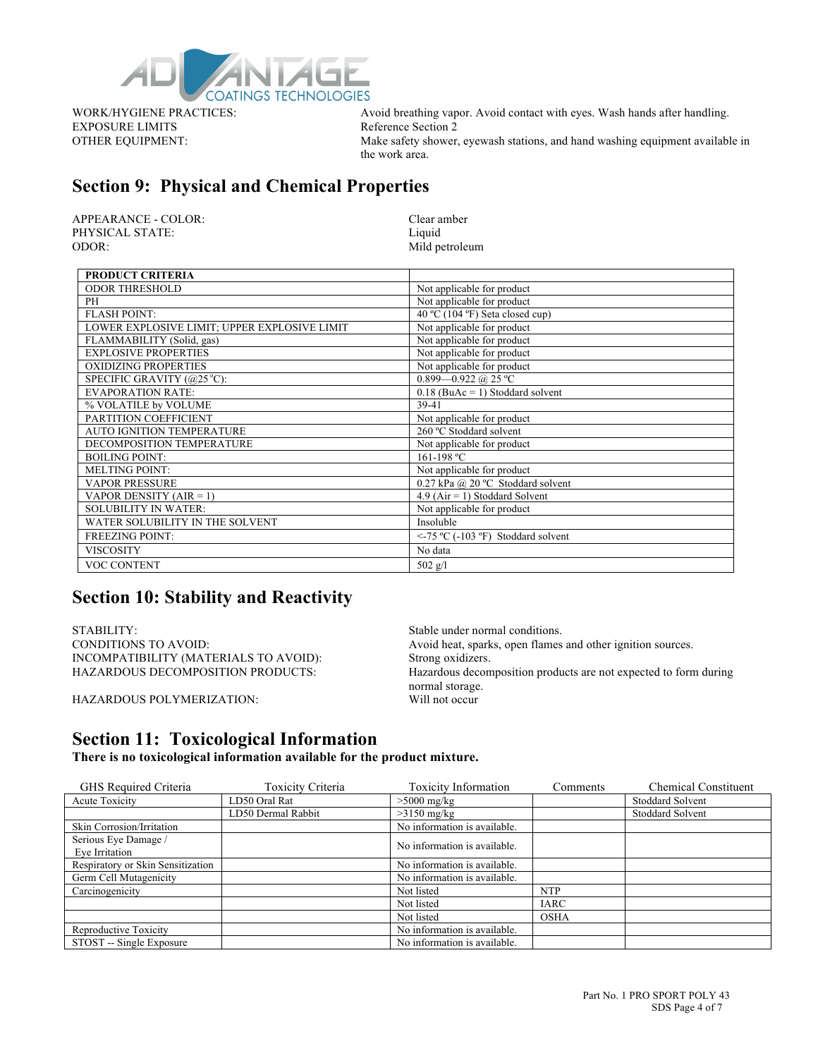WORK/HYGIENE PRACTICES: Avoid breathing vapor. Avoid contact with eyes. Wash hands after handling.
EXPOSURE LIMITS Reference Section 2
OTHER EQUIPMENT: Make safety shower, eyewash stations, and hand washing equipment available in the work area.

## Section 9: Physical and Chemical Properties

APPEARANCE - COLOR: Clear amber
PHYSICAL STATE: Liquid
ODOR: Mild petroleum

| PRODUCT CRITERIA | |
|---|---|
| ODOR THRESHOLD | Not applicable for product |
| PH | Not applicable for product |
| FLASH POINT: | 40 ºC (104 ºF) Seta closed cup) |
| LOWER EXPLOSIVE LIMIT; UPPER EXPLOSIVE LIMIT | Not applicable for product |
| FLAMMABILITY (Solid, gas) | Not applicable for product |
| EXPLOSIVE PROPERTIES | Not applicable for product |
| OXIDIZING PROPERTIES | Not applicable for product |
| SPECIFIC GRAVITY (@25 ºC): | 0.899—0.922 @ 25 ºC |
| EVAPORATION RATE: | 0.18 (BuAc = 1) Stoddard solvent |
| % VOLATILE by VOLUME | 39-41 |
| PARTITION COEFFICIENT | Not applicable for product |
| AUTO IGNITION TEMPERATURE | 260 ºC Stoddard solvent |
| DECOMPOSITION TEMPERATURE | Not applicable for product |
| BOILING POINT: | 161-198 ºC |
| MELTING POINT: | Not applicable for product |
| VAPOR PRESSURE | 0.27 kPa @ 20 ºC Stoddard solvent |
| VAPOR DENSITY (AIR = 1) | 4.9 (Air = 1) Stoddard Solvent |
| SOLUBILITY IN WATER: | Not applicable for product |
| WATER SOLUBILITY IN THE SOLVENT | Insoluble |
| FREEZING POINT: | <-75 ºC (-103 ºF) Stoddard solvent |
| VISCOSITY | No data |
| VOC CONTENT | 502 g/l |

## Section 10: Stability and Reactivity

STABILITY: Stable under normal conditions.
CONDITIONS TO AVOID: Avoid heat, sparks, open flames and other ignition sources.
INCOMPATIBILITY (MATERIALS TO AVOID): Strong oxidizers.
HAZARDOUS DECOMPOSITION PRODUCTS: Hazardous decomposition products are not expected to form during normal storage.
HAZARDOUS POLYMERIZATION: Will not occur

## Section 11: Toxicological Information

**There is no toxicological information available for the product mixture.**

| GHS Required Criteria | Toxicity Criteria | Toxicity Information | Comments | Chemical Constituent |
|---|---|---|---|---|
| Acute Toxicity | LD50 Oral Rat | >5000 mg/kg | | Stoddard Solvent |
| | LD50 Dermal Rabbit | >3150 mg/kg | | Stoddard Solvent |
| Skin Corrosion/Irritation | | No information is available. | | |
| Serious Eye Damage / Eye Irritation | | No information is available. | | |
| Respiratory or Skin Sensitization | | No information is available. | | |
| Germ Cell Mutagenicity | | No information is available. | | |
| Carcinogenicity | | Not listed | NTP | |
| | | Not listed | IARC | |
| | | Not listed | OSHA | |
| Reproductive Toxicity | | No information is available. | | |
| STOST -- Single Exposure | | No information is available. | | |

Part No. 1 PRO SPORT POLY 43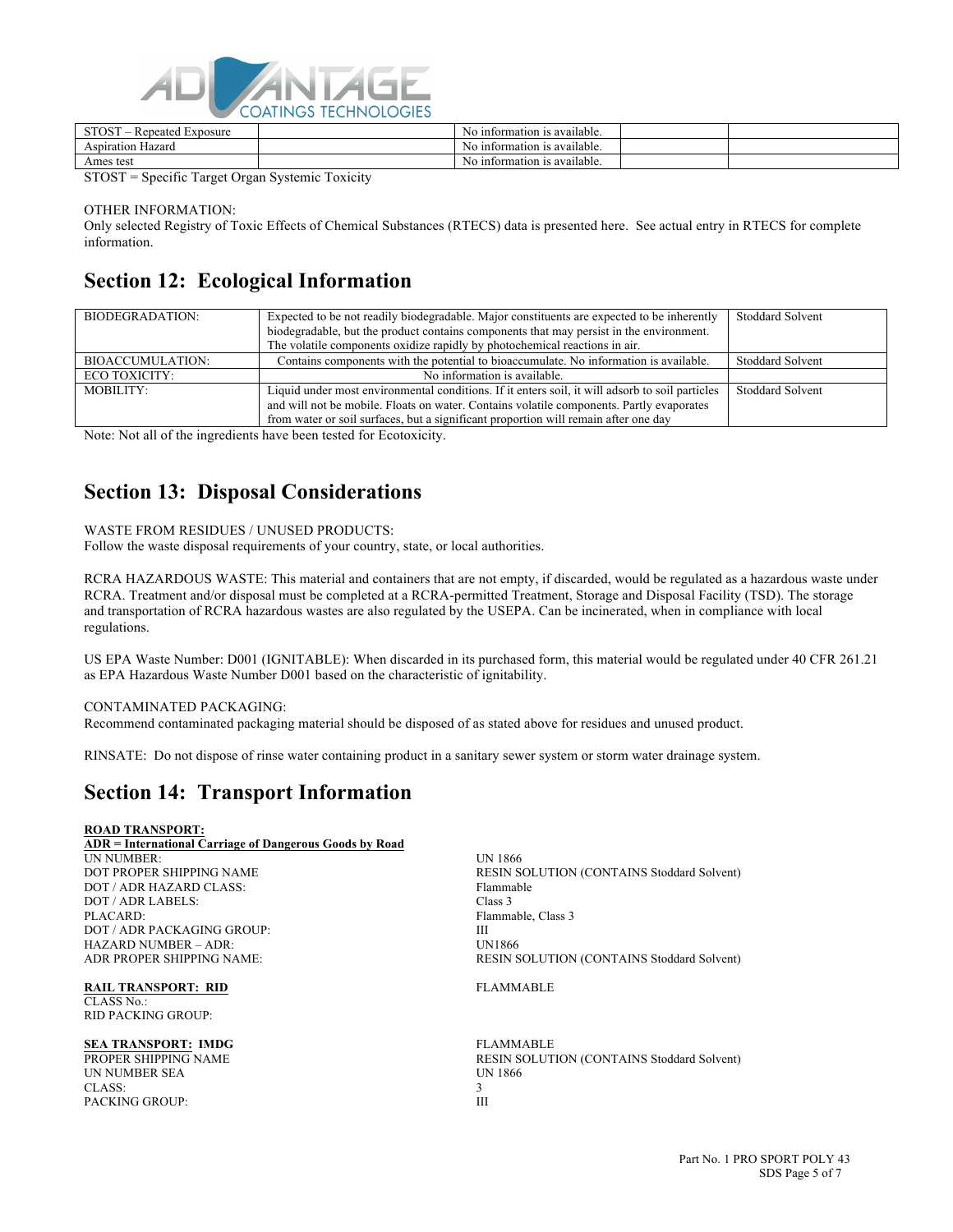| STOST – Repeated Exposure | | No information is available. | | |
|---|---|---|---|---|
| Aspiration Hazard | | No information is available. | | |
| Ames test | | No information is available. | | |

STOST = Specific Target Organ Systemic Toxicity

OTHER INFORMATION:
Only selected Registry of Toxic Effects of Chemical Substances (RTECS) data is presented here. See actual entry in RTECS for complete information.

## Section 12: Ecological Information

| | | |
|---|---|---|
| BIODEGRADATION: | Expected to be not readily biodegradable. Major constituents are expected to be inherently biodegradable, but the product contains components that may persist in the environment. The volatile components oxidize rapidly by photochemical reactions in air. | Stoddard Solvent |
| BIOACCUMULATION: | Contains components with the potential to bioaccumulate. No information is available. | Stoddard Solvent |
| ECO TOXICITY: | No information is available. | |
| MOBILITY: | Liquid under most environmental conditions. If it enters soil, it will adsorb to soil particles and will not be mobile. Floats on water. Contains volatile components. Partly evaporates from water or soil surfaces, but a significant proportion will remain after one day | Stoddard Solvent |

Note: Not all of the ingredients have been tested for Ecotoxicity.

## Section 13: Disposal Considerations

WASTE FROM RESIDUES / UNUSED PRODUCTS:
Follow the waste disposal requirements of your country, state, or local authorities.

RCRA HAZARDOUS WASTE: This material and containers that are not empty, if discarded, would be regulated as a hazardous waste under RCRA. Treatment and/or disposal must be completed at a RCRA-permitted Treatment, Storage and Disposal Facility (TSD). The storage and transportation of RCRA hazardous wastes are also regulated by the USEPA. Can be incinerated, when in compliance with local regulations.

US EPA Waste Number: D001 (IGNITABLE): When discarded in its purchased form, this material would be regulated under 40 CFR 261.21 as EPA Hazardous Waste Number D001 based on the characteristic of ignitability.

CONTAMINATED PACKAGING:
Recommend contaminated packaging material should be disposed of as stated above for residues and unused product.

RINSATE: Do not dispose of rinse water containing product in a sanitary sewer system or storm water drainage system.

## Section 14: Transport Information

**ROAD TRANSPORT:**
**ADR = International Carriage of Dangerous Goods by Road**

| | |
|---|---|
| UN NUMBER: | UN 1866 |
| DOT PROPER SHIPPING NAME | RESIN SOLUTION (CONTAINS Stoddard Solvent) |
| DOT / ADR HAZARD CLASS: | Flammable |
| DOT / ADR LABELS: | Class 3 |
| PLACARD: | Flammable, Class 3 |
| DOT / ADR PACKAGING GROUP: | III |
| HAZARD NUMBER – ADR: | UN1866 |
| ADR PROPER SHIPPING NAME: | RESIN SOLUTION (CONTAINS Stoddard Solvent) |

**RAIL TRANSPORT: RID** FLAMMABLE

| | |
|---|---|
| CLASS No.: | |
| RID PACKING GROUP: | |

**SEA TRANSPORT: IMDG** FLAMMABLE

| | |
|---|---|
| PROPER SHIPPING NAME | RESIN SOLUTION (CONTAINS Stoddard Solvent) |
| UN NUMBER SEA | UN 1866 |
| CLASS: | 3 |
| PACKING GROUP: | III |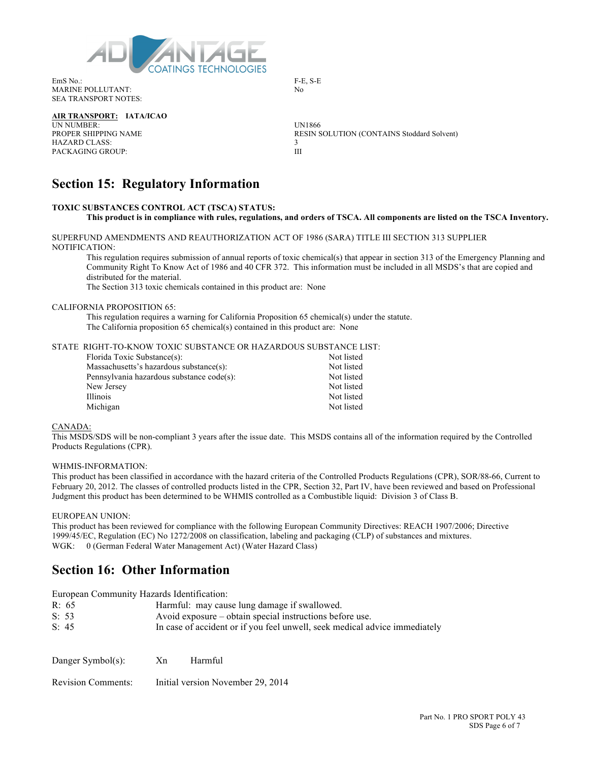| | |
|---|---|
| EmS No.: | F-E, S-E |
| MARINE POLLUTANT: | No |
| SEA TRANSPORT NOTES: | |

**AIR TRANSPORT: IATA/ICAO**

| | |
|---|---|
| UN NUMBER: | UN1866 |
| PROPER SHIPPING NAME | RESIN SOLUTION (CONTAINS Stoddard Solvent) |
| HAZARD CLASS: | 3 |
| PACKAGING GROUP: | III |

## Section 15: Regulatory Information

**TOXIC SUBSTANCES CONTROL ACT (TSCA) STATUS:**

**This product is in compliance with rules, regulations, and orders of TSCA. All components are listed on the TSCA Inventory.**

SUPERFUND AMENDMENTS AND REAUTHORIZATION ACT OF 1986 (SARA) TITLE III SECTION 313 SUPPLIER NOTIFICATION:

This regulation requires submission of annual reports of toxic chemical(s) that appear in section 313 of the Emergency Planning and Community Right To Know Act of 1986 and 40 CFR 372. This information must be included in all MSDS's that are copied and distributed for the material.

The Section 313 toxic chemicals contained in this product are: None

CALIFORNIA PROPOSITION 65:

This regulation requires a warning for California Proposition 65 chemical(s) under the statute.

The California proposition 65 chemical(s) contained in this product are: None

STATE RIGHT-TO-KNOW TOXIC SUBSTANCE OR HAZARDOUS SUBSTANCE LIST:

| | |
|---|---|
| Florida Toxic Substance(s): | Not listed |
| Massachusetts's hazardous substance(s): | Not listed |
| Pennsylvania hazardous substance code(s): | Not listed |
| New Jersey | Not listed |
| Illinois | Not listed |
| Michigan | Not listed |

CANADA:

This MSDS/SDS will be non-compliant 3 years after the issue date. This MSDS contains all of the information required by the Controlled Products Regulations (CPR).

WHMIS-INFORMATION:

This product has been classified in accordance with the hazard criteria of the Controlled Products Regulations (CPR), SOR/88-66, Current to February 20, 2012. The classes of controlled products listed in the CPR, Section 32, Part IV, have been reviewed and based on Professional Judgment this product has been determined to be WHMIS controlled as a Combustible liquid: Division 3 of Class B.

EUROPEAN UNION:

This product has been reviewed for compliance with the following European Community Directives: REACH 1907/2006; Directive 1999/45/EC, Regulation (EC) No 1272/2008 on classification, labeling and packaging (CLP) of substances and mixtures.

WGK: 0 (German Federal Water Management Act) (Water Hazard Class)

## Section 16: Other Information

European Community Hazards Identification:

| | |
|---|---|
| R: 65 | Harmful: may cause lung damage if swallowed. |
| S: 53 | Avoid exposure – obtain special instructions before use. |
| S: 45 | In case of accident or if you feel unwell, seek medical advice immediately |

Danger Symbol(s): Xn Harmful

Revision Comments: Initial version November 29, 2014

Part No. 1 PRO SPORT POLY 43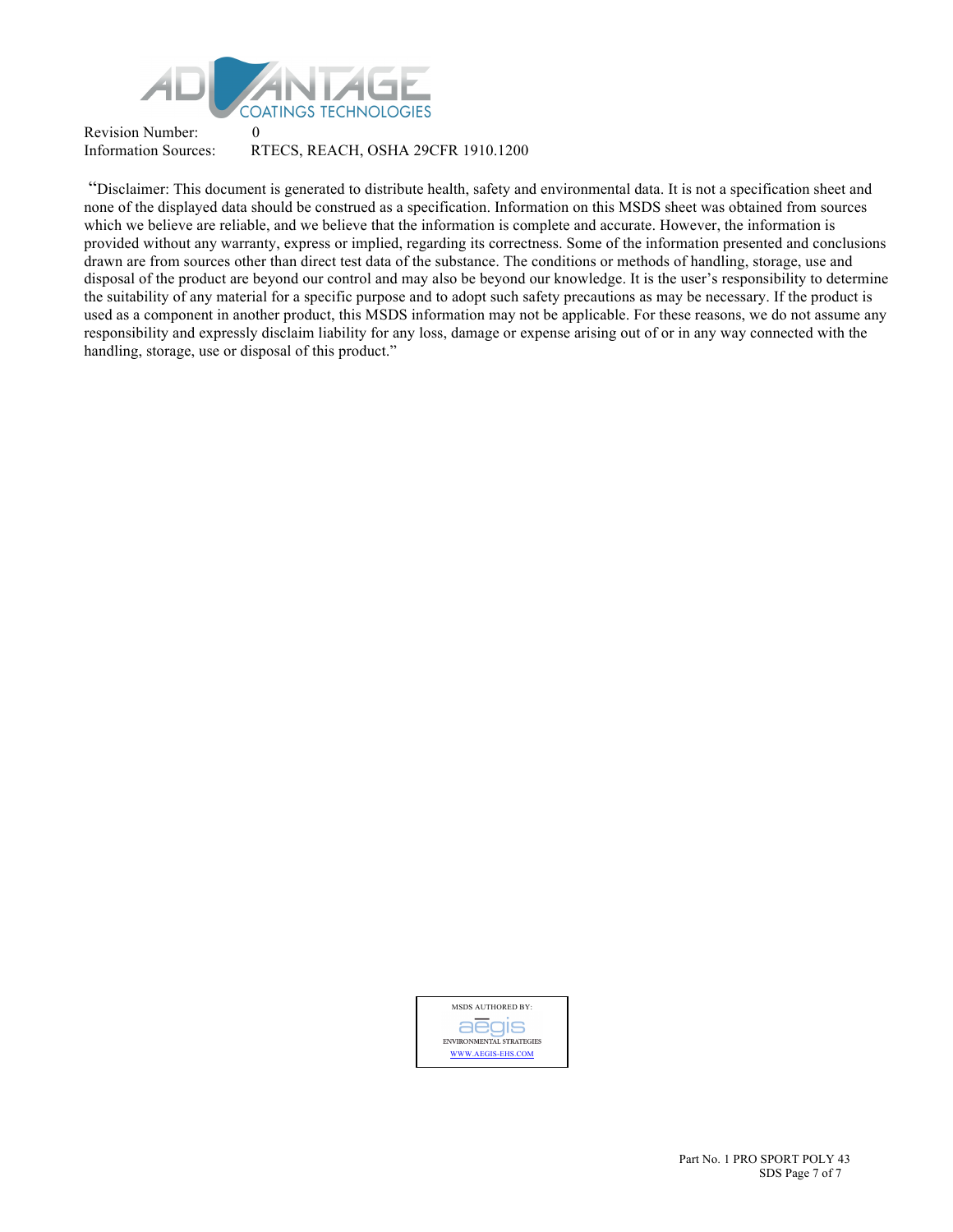ADVANTAGE COATINGS TECHNOLOGIES

Revision Number: 0

Information Sources: RTECS, REACH, OSHA 29CFR 1910.1200

"Disclaimer: This document is generated to distribute health, safety and environmental data. It is not a specification sheet and none of the displayed data should be construed as a specification. Information on this MSDS sheet was obtained from sources which we believe are reliable, and we believe that the information is complete and accurate. However, the information is provided without any warranty, express or implied, regarding its correctness. Some of the information presented and conclusions drawn are from sources other than direct test data of the substance. The conditions or methods of handling, storage, use and disposal of the product are beyond our control and may also be beyond our knowledge. It is the user's responsibility to determine the suitability of any material for a specific purpose and to adopt such safety precautions as may be necessary. If the product is used as a component in another product, this MSDS information may not be applicable. For these reasons, we do not assume any responsibility and expressly disclaim liability for any loss, damage or expense arising out of or in any way connected with the handling, storage, use or disposal of this product."

MSDS AUTHORED BY:
aegis
ENVIRONMENTAL STRATEGIES
WWW.AEGIS-EHS.COM

Part No. 1 PRO SPORT POLY 43